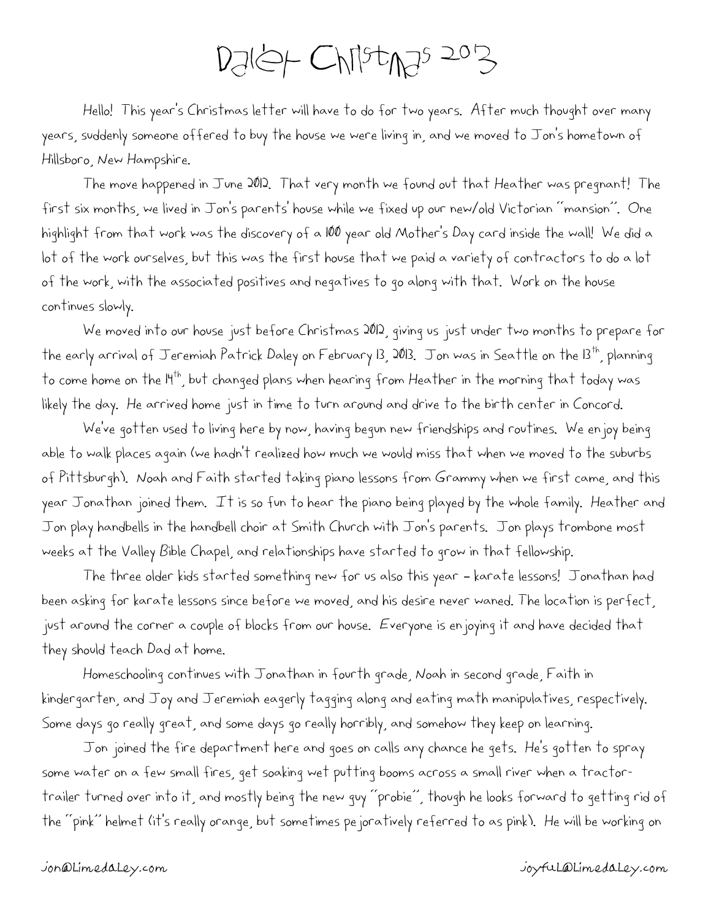# Daley Christmas 2013

Hello! This year's Christmas letter will have to do for two years. After much thought over many years, suddenly someone offered to buy the house we were living in, and we moved to Jon's hometown of Hillsboro, New Hampshire.

The move happened in June 2012. That very month we found out that Heather was pregnant! The first six months, we lived in Jon's parents' house while we fixed up our new/old Victorian "mansion". One highlight from that work was the discovery of a 100 year old Mother's Day card inside the wall! We did a lot of the work ourselves, but this was the first house that we paid a variety of contractors to do a lot of the work, with the associated positives and negatives to go along with that. Work on the house continues slowly.

We moved into our house just before Christmas 2012, giving us just under two months to prepare for the early arrival of Jeremiah Patrick Daley on February 13, 2013. Jon was in Seattle on the 13th, planning to come home on the 14th, but changed plans when hearing from Heather in the morning that today was likely the day. He arrived home just in time to turn around and drive to the birth center in Concord.

We've gotten used to living here by now, having begun new friendships and routines. We enjoy being able to walk places again (we hadn't realized how much we would miss that when we moved to the suburbs of Pittsburgh). Noah and Faith started taking piano lessons from Grammy when we first came, and this year Jonathan joined them. It is so fun to hear the piano being played by the whole family. Heather and Jon play handbells in the handbell choir at Smith Church with Jon's parents. Jon plays trombone most weeks at the Valley Bible Chapel, and relationships have started to grow in that fellowship.

The three older kids started something new for us also this year – karate lessons! Jonathan had been asking for karate lessons since before we moved, and his desire never waned. The location is perfect, just around the corner a couple of blocks from our house. Everyone is enjoying it and have decided that they should teach Dad at home.

Homeschooling continues with Jonathan in fourth grade, Noah in second grade, Faith in kindergarten, and Joy and Jeremiah eagerly tagging along and eating math manipulatives, respectively. Some days go really great, and some days go really horribly, and somehow they keep on learning.

Jon joined the fire department here and goes on calls any chance he gets. He's gotten to spray some water on a few small fires, get soaking wet putting booms across a small river when a tractor-trailer turned over into it, and mostly being the new guy "probie", though he looks forward to getting rid of the "pink" helmet (it's really orange, but sometimes pejoratively referred to as pink). He will be working on

jon@LimedaLey.com joyfuL@LimedaLey.com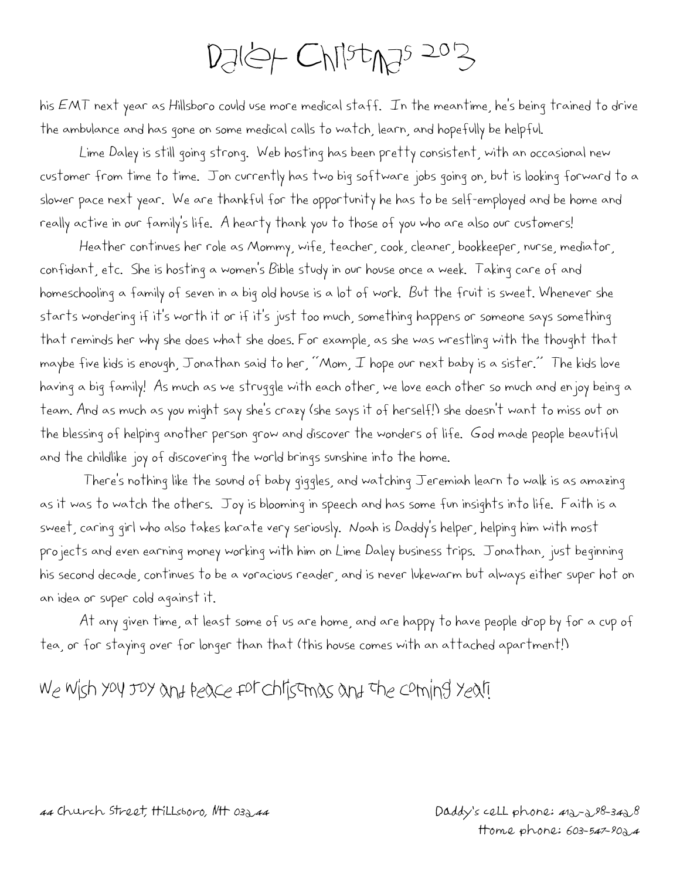# Daley Christmas 2013

his EMT next year as Hillsboro could use more medical staff. In the meantime, he's being trained to drive the ambulance and has gone on some medical calls to watch, learn, and hopefully be helpful.

Lime Daley is still going strong. Web hosting has been pretty consistent, with an occasional new customer from time to time. Jon currently has two big software jobs going on, but is looking forward to a slower pace next year. We are thankful for the opportunity he has to be self-employed and be home and really active in our family's life. A hearty thank you to those of you who are also our customers!

Heather continues her role as Mommy, wife, teacher, cook, cleaner, bookkeeper, nurse, mediator, confidant, etc. She is hosting a women's Bible study in our house once a week. Taking care of and homeschooling a family of seven in a big old house is a lot of work. But the fruit is sweet. Whenever she starts wondering if it's worth it or if it's just too much, something happens or someone says something that reminds her why she does what she does. For example, as she was wrestling with the thought that maybe five kids is enough, Jonathan said to her, "Mom, I hope our next baby is a sister." The kids love having a big family! As much as we struggle with each other, we love each other so much and enjoy being a team. And as much as you might say she's crazy (she says it of herself!) she doesn't want to miss out on the blessing of helping another person grow and discover the wonders of life. God made people beautiful and the childlike joy of discovering the world brings sunshine into the home.

There's nothing like the sound of baby giggles, and watching Jeremiah learn to walk is as amazing as it was to watch the others. Joy is blooming in speech and has some fun insights into life. Faith is a sweet, caring girl who also takes karate very seriously. Noah is Daddy's helper, helping him with most projects and even earning money working with him on Lime Daley business trips. Jonathan, just beginning his second decade, continues to be a voracious reader, and is never lukewarm but always either super hot on an idea or super cold against it.

At any given time, at least some of us are home, and are happy to have people drop by for a cup of tea, or for staying over for longer than that (this house comes with an attached apartment!)

We wish you joy and peace for Christmas and the coming year!

44 Church Street, Hillsboro, NH 03244

Daddy's cell phone: 412-298-3428
Home phone: 603-547-9024